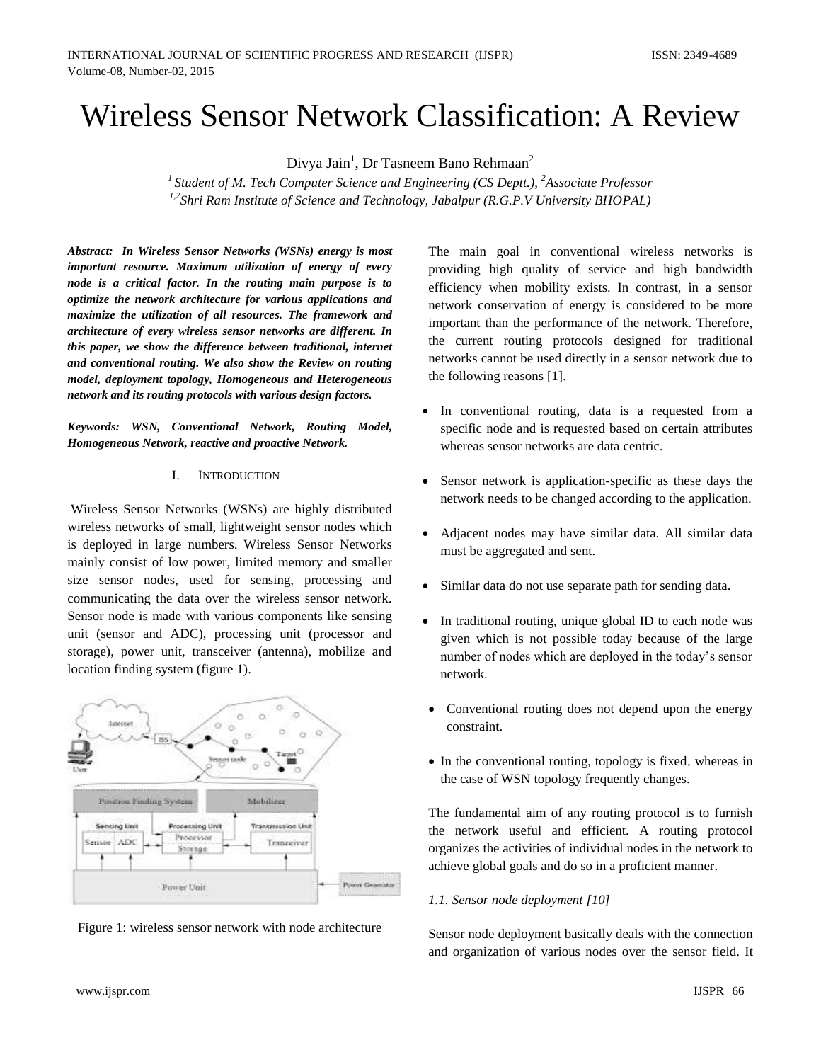# Wireless Sensor Network Classification: A Review

Divya Jain[1], Dr Tasneem Bano Rehmaan[2]

*[1] Student of M. Tech Computer Science and Engineering (CS Deptt.), [2]Associate Professor*
*[1,2]Shri Ram Institute of Science and Technology, Jabalpur (R.G.P.V University BHOPAL)*

***Abstract: In Wireless Sensor Networks (WSNs) energy is most important resource. Maximum utilization of energy of every node is a critical factor. In the routing main purpose is to optimize the network architecture for various applications and maximize the utilization of all resources. The framework and architecture of every wireless sensor networks are different. In this paper, we show the difference between traditional, internet and conventional routing. We also show the Review on routing model, deployment topology, Homogeneous and Heterogeneous network and its routing protocols with various design factors.***

***Keywords: WSN, Conventional Network, Routing Model, Homogeneous Network, reactive and proactive Network.***

## I. INTRODUCTION

Wireless Sensor Networks (WSNs) are highly distributed wireless networks of small, lightweight sensor nodes which is deployed in large numbers. Wireless Sensor Networks mainly consist of low power, limited memory and smaller size sensor nodes, used for sensing, processing and communicating the data over the wireless sensor network. Sensor node is made with various components like sensing unit (sensor and ADC), processing unit (processor and storage), power unit, transceiver (antenna), mobilize and location finding system (figure 1).

Figure 1: wireless sensor network with node architecture

The main goal in conventional wireless networks is providing high quality of service and high bandwidth efficiency when mobility exists. In contrast, in a sensor network conservation of energy is considered to be more important than the performance of the network. Therefore, the current routing protocols designed for traditional networks cannot be used directly in a sensor network due to the following reasons [1].

- In conventional routing, data is a requested from a specific node and is requested based on certain attributes whereas sensor networks are data centric.
- Sensor network is application-specific as these days the network needs to be changed according to the application.
- Adjacent nodes may have similar data. All similar data must be aggregated and sent.
- Similar data do not use separate path for sending data.
- In traditional routing, unique global ID to each node was given which is not possible today because of the large number of nodes which are deployed in the today's sensor network.
- Conventional routing does not depend upon the energy constraint.
- In the conventional routing, topology is fixed, whereas in the case of WSN topology frequently changes.

The fundamental aim of any routing protocol is to furnish the network useful and efficient. A routing protocol organizes the activities of individual nodes in the network to achieve global goals and do so in a proficient manner.

*1.1. Sensor node deployment [10]*

Sensor node deployment basically deals with the connection and organization of various nodes over the sensor field. It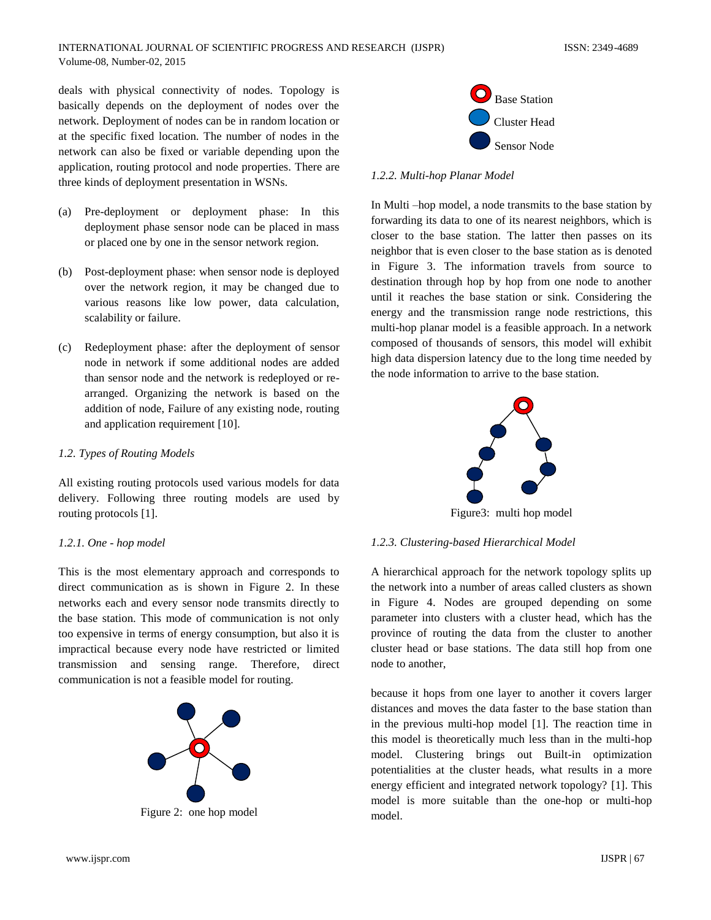deals with physical connectivity of nodes. Topology is basically depends on the deployment of nodes over the network. Deployment of nodes can be in random location or at the specific fixed location. The number of nodes in the network can also be fixed or variable depending upon the application, routing protocol and node properties. There are three kinds of deployment presentation in WSNs.

(a) Pre-deployment or deployment phase: In this deployment phase sensor node can be placed in mass or placed one by one in the sensor network region.

(b) Post-deployment phase: when sensor node is deployed over the network region, it may be changed due to various reasons like low power, data calculation, scalability or failure.

(c) Redeployment phase: after the deployment of sensor node in network if some additional nodes are added than sensor node and the network is redeployed or re-arranged. Organizing the network is based on the addition of node, Failure of any existing node, routing and application requirement [10].

*1.2. Types of Routing Models*

All existing routing protocols used various models for data delivery. Following three routing models are used by routing protocols [1].

*1.2.1. One - hop model*

This is the most elementary approach and corresponds to direct communication as is shown in Figure 2. In these networks each and every sensor node transmits directly to the base station. This mode of communication is not only too expensive in terms of energy consumption, but also it is impractical because every node have restricted or limited transmission and sensing range. Therefore, direct communication is not a feasible model for routing.

Figure 2: one hop model

Base Station
Cluster Head
Sensor Node

*1.2.2. Multi-hop Planar Model*

In Multi –hop model, a node transmits to the base station by forwarding its data to one of its nearest neighbors, which is closer to the base station. The latter then passes on its neighbor that is even closer to the base station as is denoted in Figure 3. The information travels from source to destination through hop by hop from one node to another until it reaches the base station or sink. Considering the energy and the transmission range node restrictions, this multi-hop planar model is a feasible approach. In a network composed of thousands of sensors, this model will exhibit high data dispersion latency due to the long time needed by the node information to arrive to the base station.

Figure3: multi hop model

*1.2.3. Clustering-based Hierarchical Model*

A hierarchical approach for the network topology splits up the network into a number of areas called clusters as shown in Figure 4. Nodes are grouped depending on some parameter into clusters with a cluster head, which has the province of routing the data from the cluster to another cluster head or base stations. The data still hop from one node to another,

because it hops from one layer to another it covers larger distances and moves the data faster to the base station than in the previous multi-hop model [1]. The reaction time in this model is theoretically much less than in the multi-hop model. Clustering brings out Built-in optimization potentialities at the cluster heads, what results in a more energy efficient and integrated network topology? [1]. This model is more suitable than the one-hop or multi-hop model.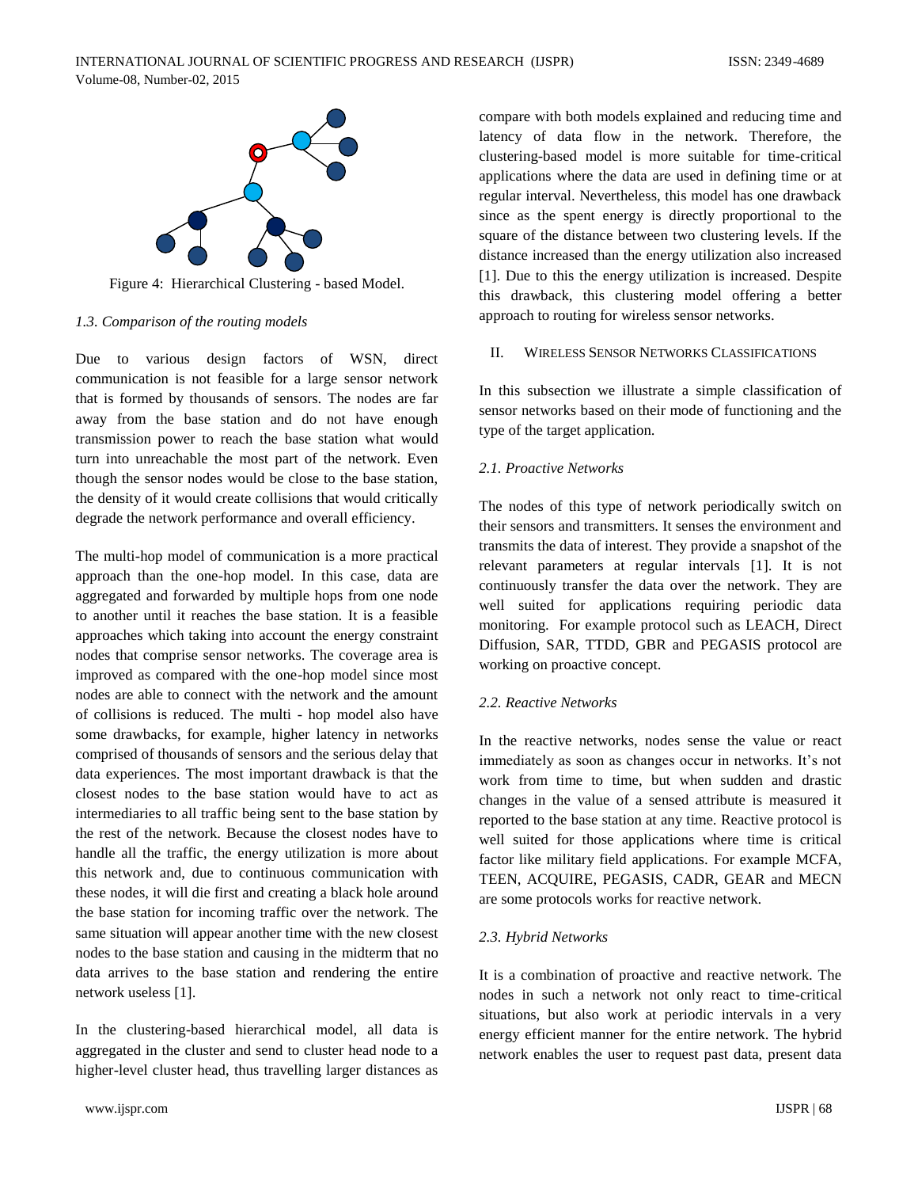Figure 4: Hierarchical Clustering - based Model.

### *1.3. Comparison of the routing models*

Due to various design factors of WSN, direct communication is not feasible for a large sensor network that is formed by thousands of sensors. The nodes are far away from the base station and do not have enough transmission power to reach the base station what would turn into unreachable the most part of the network. Even though the sensor nodes would be close to the base station, the density of it would create collisions that would critically degrade the network performance and overall efficiency.

The multi-hop model of communication is a more practical approach than the one-hop model. In this case, data are aggregated and forwarded by multiple hops from one node to another until it reaches the base station. It is a feasible approaches which taking into account the energy constraint nodes that comprise sensor networks. The coverage area is improved as compared with the one-hop model since most nodes are able to connect with the network and the amount of collisions is reduced. The multi - hop model also have some drawbacks, for example, higher latency in networks comprised of thousands of sensors and the serious delay that data experiences. The most important drawback is that the closest nodes to the base station would have to act as intermediaries to all traffic being sent to the base station by the rest of the network. Because the closest nodes have to handle all the traffic, the energy utilization is more about this network and, due to continuous communication with these nodes, it will die first and creating a black hole around the base station for incoming traffic over the network. The same situation will appear another time with the new closest nodes to the base station and causing in the midterm that no data arrives to the base station and rendering the entire network useless [1].

In the clustering-based hierarchical model, all data is aggregated in the cluster and send to cluster head node to a higher-level cluster head, thus travelling larger distances as compare with both models explained and reducing time and latency of data flow in the network. Therefore, the clustering-based model is more suitable for time-critical applications where the data are used in defining time or at regular interval. Nevertheless, this model has one drawback since as the spent energy is directly proportional to the square of the distance between two clustering levels. If the distance increased than the energy utilization also increased [1]. Due to this the energy utilization is increased. Despite this drawback, this clustering model offering a better approach to routing for wireless sensor networks.

## II. Wireless Sensor Networks Classifications

In this subsection we illustrate a simple classification of sensor networks based on their mode of functioning and the type of the target application.

### *2.1. Proactive Networks*

The nodes of this type of network periodically switch on their sensors and transmitters. It senses the environment and transmits the data of interest. They provide a snapshot of the relevant parameters at regular intervals [1]. It is not continuously transfer the data over the network. They are well suited for applications requiring periodic data monitoring. For example protocol such as LEACH, Direct Diffusion, SAR, TTDD, GBR and PEGASIS protocol are working on proactive concept.

### *2.2. Reactive Networks*

In the reactive networks, nodes sense the value or react immediately as soon as changes occur in networks. It's not work from time to time, but when sudden and drastic changes in the value of a sensed attribute is measured it reported to the base station at any time. Reactive protocol is well suited for those applications where time is critical factor like military field applications. For example MCFA, TEEN, ACQUIRE, PEGASIS, CADR, GEAR and MECN are some protocols works for reactive network.

### *2.3. Hybrid Networks*

It is a combination of proactive and reactive network. The nodes in such a network not only react to time-critical situations, but also work at periodic intervals in a very energy efficient manner for the entire network. The hybrid network enables the user to request past data, present data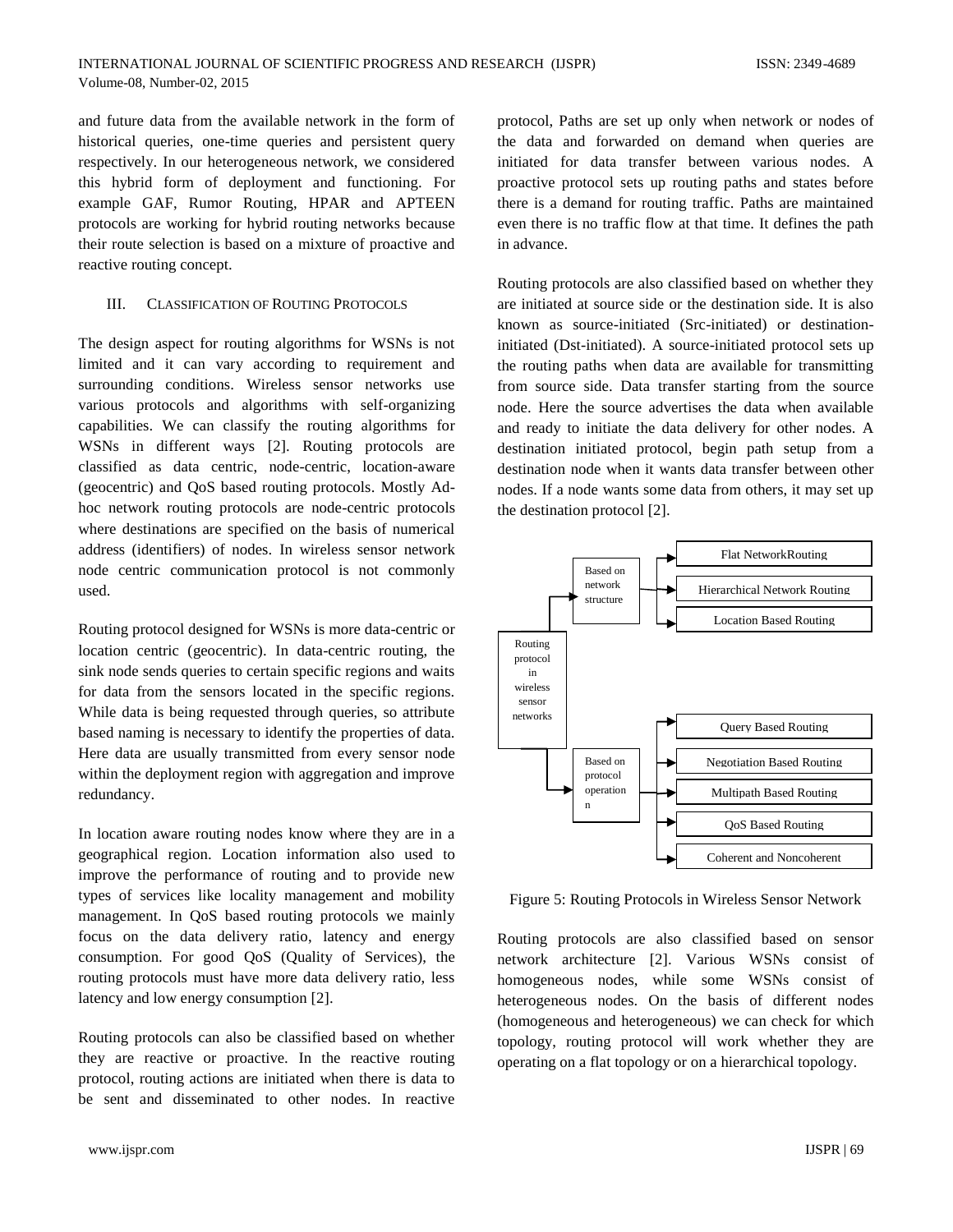and future data from the available network in the form of historical queries, one-time queries and persistent query respectively. In our heterogeneous network, we considered this hybrid form of deployment and functioning. For example GAF, Rumor Routing, HPAR and APTEEN protocols are working for hybrid routing networks because their route selection is based on a mixture of proactive and reactive routing concept.

## III. CLASSIFICATION OF ROUTING PROTOCOLS

The design aspect for routing algorithms for WSNs is not limited and it can vary according to requirement and surrounding conditions. Wireless sensor networks use various protocols and algorithms with self-organizing capabilities. We can classify the routing algorithms for WSNs in different ways [2]. Routing protocols are classified as data centric, node-centric, location-aware (geocentric) and QoS based routing protocols. Mostly Ad-hoc network routing protocols are node-centric protocols where destinations are specified on the basis of numerical address (identifiers) of nodes. In wireless sensor network node centric communication protocol is not commonly used.

Routing protocol designed for WSNs is more data-centric or location centric (geocentric). In data-centric routing, the sink node sends queries to certain specific regions and waits for data from the sensors located in the specific regions. While data is being requested through queries, so attribute based naming is necessary to identify the properties of data. Here data are usually transmitted from every sensor node within the deployment region with aggregation and improve redundancy.

In location aware routing nodes know where they are in a geographical region. Location information also used to improve the performance of routing and to provide new types of services like locality management and mobility management. In QoS based routing protocols we mainly focus on the data delivery ratio, latency and energy consumption. For good QoS (Quality of Services), the routing protocols must have more data delivery ratio, less latency and low energy consumption [2].

Routing protocols can also be classified based on whether they are reactive or proactive. In the reactive routing protocol, routing actions are initiated when there is data to be sent and disseminated to other nodes. In reactive protocol, Paths are set up only when network or nodes of the data and forwarded on demand when queries are initiated for data transfer between various nodes. A proactive protocol sets up routing paths and states before there is a demand for routing traffic. Paths are maintained even there is no traffic flow at that time. It defines the path in advance.

Routing protocols are also classified based on whether they are initiated at source side or the destination side. It is also known as source-initiated (Src-initiated) or destination-initiated (Dst-initiated). A source-initiated protocol sets up the routing paths when data are available for transmitting from source side. Data transfer starting from the source node. Here the source advertises the data when available and ready to initiate the data delivery for other nodes. A destination initiated protocol, begin path setup from a destination node when it wants data transfer between other nodes. If a node wants some data from others, it may set up the destination protocol [2].

- Routing protocol in wireless sensor networks
  - Based on network structure
    - Flat NetworkRouting
    - Hierarchical Network Routing
    - Location Based Routing
  - Based on protocol operation
    - Query Based Routing
    - Negotiation Based Routing
    - Multipath Based Routing
    - QoS Based Routing
    - Coherent and Noncoherent

Figure 5: Routing Protocols in Wireless Sensor Network

Routing protocols are also classified based on sensor network architecture [2]. Various WSNs consist of homogeneous nodes, while some WSNs consist of heterogeneous nodes. On the basis of different nodes (homogeneous and heterogeneous) we can check for which topology, routing protocol will work whether they are operating on a flat topology or on a hierarchical topology.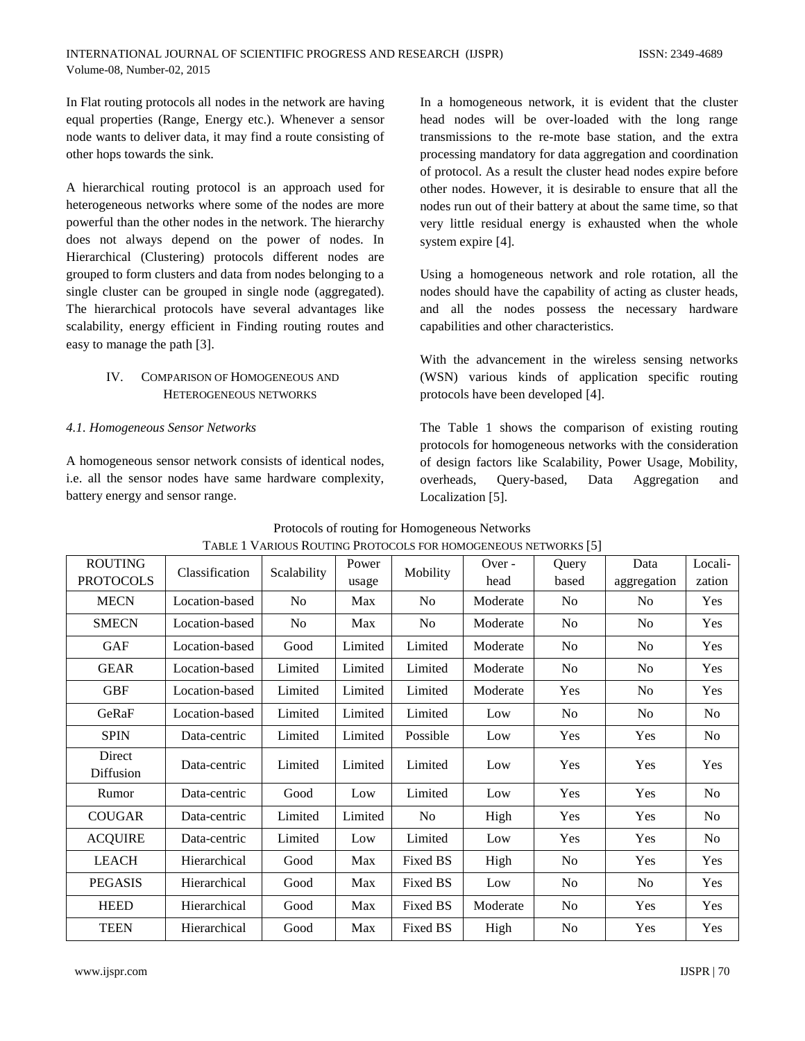In Flat routing protocols all nodes in the network are having equal properties (Range, Energy etc.). Whenever a sensor node wants to deliver data, it may find a route consisting of other hops towards the sink.

A hierarchical routing protocol is an approach used for heterogeneous networks where some of the nodes are more powerful than the other nodes in the network. The hierarchy does not always depend on the power of nodes. In Hierarchical (Clustering) protocols different nodes are grouped to form clusters and data from nodes belonging to a single cluster can be grouped in single node (aggregated). The hierarchical protocols have several advantages like scalability, energy efficient in Finding routing routes and easy to manage the path [3].

## IV. Comparison of Homogeneous and Heterogeneous networks

### *4.1. Homogeneous Sensor Networks*

A homogeneous sensor network consists of identical nodes, i.e. all the sensor nodes have same hardware complexity, battery energy and sensor range.

In a homogeneous network, it is evident that the cluster head nodes will be over-loaded with the long range transmissions to the re-mote base station, and the extra processing mandatory for data aggregation and coordination of protocol. As a result the cluster head nodes expire before other nodes. However, it is desirable to ensure that all the nodes run out of their battery at about the same time, so that very little residual energy is exhausted when the whole system expire [4].

Using a homogeneous network and role rotation, all the nodes should have the capability of acting as cluster heads, and all the nodes possess the necessary hardware capabilities and other characteristics.

With the advancement in the wireless sensing networks (WSN) various kinds of application specific routing protocols have been developed [4].

The Table 1 shows the comparison of existing routing protocols for homogeneous networks with the consideration of design factors like Scalability, Power Usage, Mobility, overheads, Query-based, Data Aggregation and Localization [5].

Protocols of routing for Homogeneous Networks

TABLE 1 VARIOUS ROUTING PROTOCOLS FOR HOMOGENEOUS NETWORKS [5]

| ROUTING PROTOCOLS | Classification | Scalability | Power usage | Mobility | Over - head | Query based | Data aggregation | Locali-zation |
|---|---|---|---|---|---|---|---|---|
| MECN | Location-based | No | Max | No | Moderate | No | No | Yes |
| SMECN | Location-based | No | Max | No | Moderate | No | No | Yes |
| GAF | Location-based | Good | Limited | Limited | Moderate | No | No | Yes |
| GEAR | Location-based | Limited | Limited | Limited | Moderate | No | No | Yes |
| GBF | Location-based | Limited | Limited | Limited | Moderate | Yes | No | Yes |
| GeRaF | Location-based | Limited | Limited | Limited | Low | No | No | No |
| SPIN | Data-centric | Limited | Limited | Possible | Low | Yes | Yes | No |
| Direct Diffusion | Data-centric | Limited | Limited | Limited | Low | Yes | Yes | Yes |
| Rumor | Data-centric | Good | Low | Limited | Low | Yes | Yes | No |
| COUGAR | Data-centric | Limited | Limited | No | High | Yes | Yes | No |
| ACQUIRE | Data-centric | Limited | Low | Limited | Low | Yes | Yes | No |
| LEACH | Hierarchical | Good | Max | Fixed BS | High | No | Yes | Yes |
| PEGASIS | Hierarchical | Good | Max | Fixed BS | Low | No | No | Yes |
| HEED | Hierarchical | Good | Max | Fixed BS | Moderate | No | Yes | Yes |
| TEEN | Hierarchical | Good | Max | Fixed BS | High | No | Yes | Yes |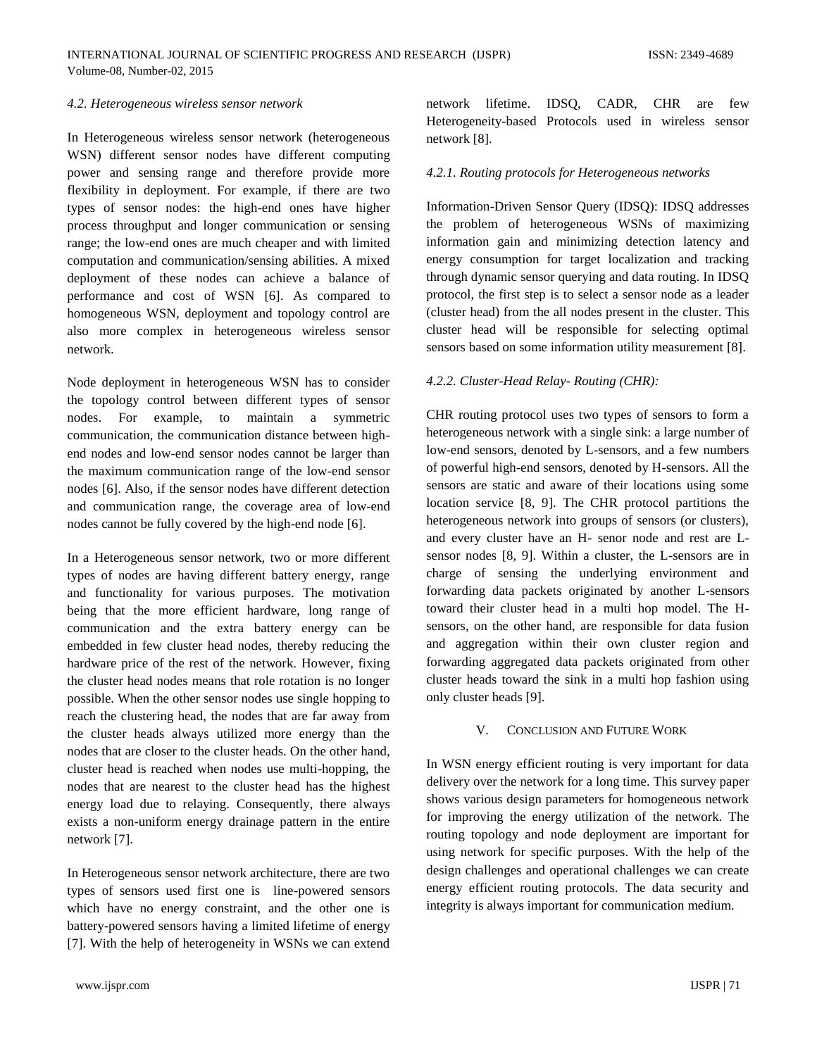*4.2. Heterogeneous wireless sensor network*

In Heterogeneous wireless sensor network (heterogeneous WSN) different sensor nodes have different computing power and sensing range and therefore provide more flexibility in deployment. For example, if there are two types of sensor nodes: the high-end ones have higher process throughput and longer communication or sensing range; the low-end ones are much cheaper and with limited computation and communication/sensing abilities. A mixed deployment of these nodes can achieve a balance of performance and cost of WSN [6]. As compared to homogeneous WSN, deployment and topology control are also more complex in heterogeneous wireless sensor network.

Node deployment in heterogeneous WSN has to consider the topology control between different types of sensor nodes. For example, to maintain a symmetric communication, the communication distance between high-end nodes and low-end sensor nodes cannot be larger than the maximum communication range of the low-end sensor nodes [6]. Also, if the sensor nodes have different detection and communication range, the coverage area of low-end nodes cannot be fully covered by the high-end node [6].

In a Heterogeneous sensor network, two or more different types of nodes are having different battery energy, range and functionality for various purposes. The motivation being that the more efficient hardware, long range of communication and the extra battery energy can be embedded in few cluster head nodes, thereby reducing the hardware price of the rest of the network. However, fixing the cluster head nodes means that role rotation is no longer possible. When the other sensor nodes use single hopping to reach the clustering head, the nodes that are far away from the cluster heads always utilized more energy than the nodes that are closer to the cluster heads. On the other hand, cluster head is reached when nodes use multi-hopping, the nodes that are nearest to the cluster head has the highest energy load due to relaying. Consequently, there always exists a non-uniform energy drainage pattern in the entire network [7].

In Heterogeneous sensor network architecture, there are two types of sensors used first one is line-powered sensors which have no energy constraint, and the other one is battery-powered sensors having a limited lifetime of energy [7]. With the help of heterogeneity in WSNs we can extend network lifetime. IDSQ, CADR, CHR are few Heterogeneity-based Protocols used in wireless sensor network [8].

*4.2.1. Routing protocols for Heterogeneous networks*

Information-Driven Sensor Query (IDSQ): IDSQ addresses the problem of heterogeneous WSNs of maximizing information gain and minimizing detection latency and energy consumption for target localization and tracking through dynamic sensor querying and data routing. In IDSQ protocol, the first step is to select a sensor node as a leader (cluster head) from the all nodes present in the cluster. This cluster head will be responsible for selecting optimal sensors based on some information utility measurement [8].

*4.2.2. Cluster-Head Relay- Routing (CHR):*

CHR routing protocol uses two types of sensors to form a heterogeneous network with a single sink: a large number of low-end sensors, denoted by L-sensors, and a few numbers of powerful high-end sensors, denoted by H-sensors. All the sensors are static and aware of their locations using some location service [8, 9]. The CHR protocol partitions the heterogeneous network into groups of sensors (or clusters), and every cluster have an H- senor node and rest are L-sensor nodes [8, 9]. Within a cluster, the L-sensors are in charge of sensing the underlying environment and forwarding data packets originated by another L-sensors toward their cluster head in a multi hop model. The H-sensors, on the other hand, are responsible for data fusion and aggregation within their own cluster region and forwarding aggregated data packets originated from other cluster heads toward the sink in a multi hop fashion using only cluster heads [9].

## V. Conclusion and Future Work

In WSN energy efficient routing is very important for data delivery over the network for a long time. This survey paper shows various design parameters for homogeneous network for improving the energy utilization of the network. The routing topology and node deployment are important for using network for specific purposes. With the help of the design challenges and operational challenges we can create energy efficient routing protocols. The data security and integrity is always important for communication medium.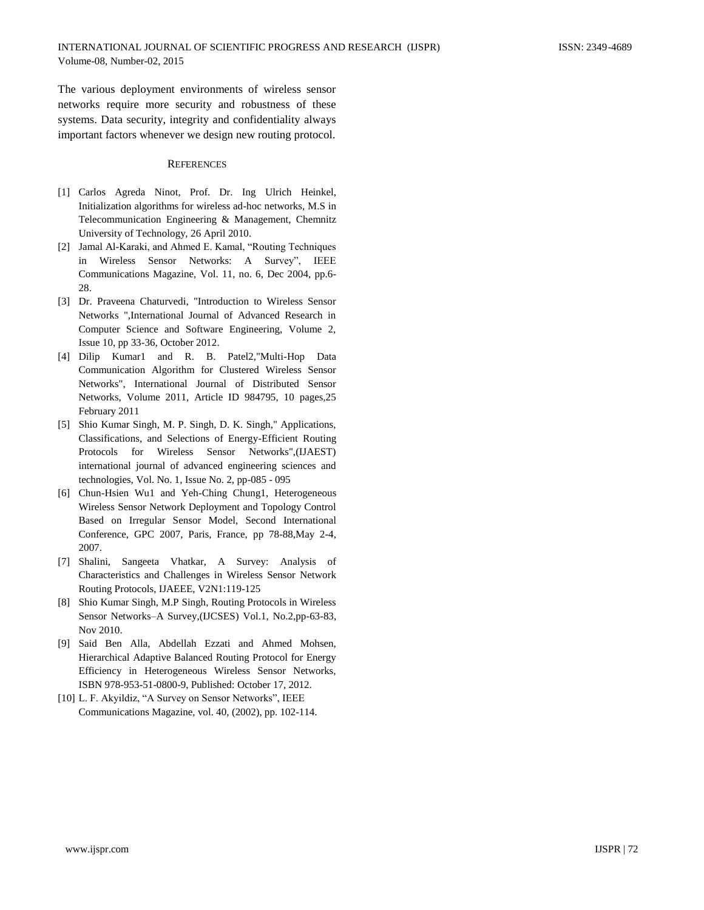The various deployment environments of wireless sensor networks require more security and robustness of these systems. Data security, integrity and confidentiality always important factors whenever we design new routing protocol.

## REFERENCES

[1] Carlos Agreda Ninot, Prof. Dr. Ing Ulrich Heinkel, Initialization algorithms for wireless ad-hoc networks, M.S in Telecommunication Engineering & Management, Chemnitz University of Technology, 26 April 2010.

[2] Jamal Al-Karaki, and Ahmed E. Kamal, "Routing Techniques in Wireless Sensor Networks: A Survey", IEEE Communications Magazine, Vol. 11, no. 6, Dec 2004, pp.6-28.

[3] Dr. Praveena Chaturvedi, "Introduction to Wireless Sensor Networks ",International Journal of Advanced Research in Computer Science and Software Engineering, Volume 2, Issue 10, pp 33-36, October 2012.

[4] Dilip Kumar1 and R. B. Patel2,"Multi-Hop Data Communication Algorithm for Clustered Wireless Sensor Networks", International Journal of Distributed Sensor Networks, Volume 2011, Article ID 984795, 10 pages,25 February 2011

[5] Shio Kumar Singh, M. P. Singh, D. K. Singh," Applications, Classifications, and Selections of Energy-Efficient Routing Protocols for Wireless Sensor Networks",(IJAEST) international journal of advanced engineering sciences and technologies, Vol. No. 1, Issue No. 2, pp-085 - 095

[6] Chun-Hsien Wu1 and Yeh-Ching Chung1, Heterogeneous Wireless Sensor Network Deployment and Topology Control Based on Irregular Sensor Model, Second International Conference, GPC 2007, Paris, France, pp 78-88,May 2-4, 2007.

[7] Shalini, Sangeeta Vhatkar, A Survey: Analysis of Characteristics and Challenges in Wireless Sensor Network Routing Protocols, IJAEEE, V2N1:119-125

[8] Shio Kumar Singh, M.P Singh, Routing Protocols in Wireless Sensor Networks–A Survey,(IJCSES) Vol.1, No.2,pp-63-83, Nov 2010.

[9] Said Ben Alla, Abdellah Ezzati and Ahmed Mohsen, Hierarchical Adaptive Balanced Routing Protocol for Energy Efficiency in Heterogeneous Wireless Sensor Networks, ISBN 978-953-51-0800-9, Published: October 17, 2012.

[10] L. F. Akyildiz, "A Survey on Sensor Networks", IEEE Communications Magazine, vol. 40, (2002), pp. 102-114.